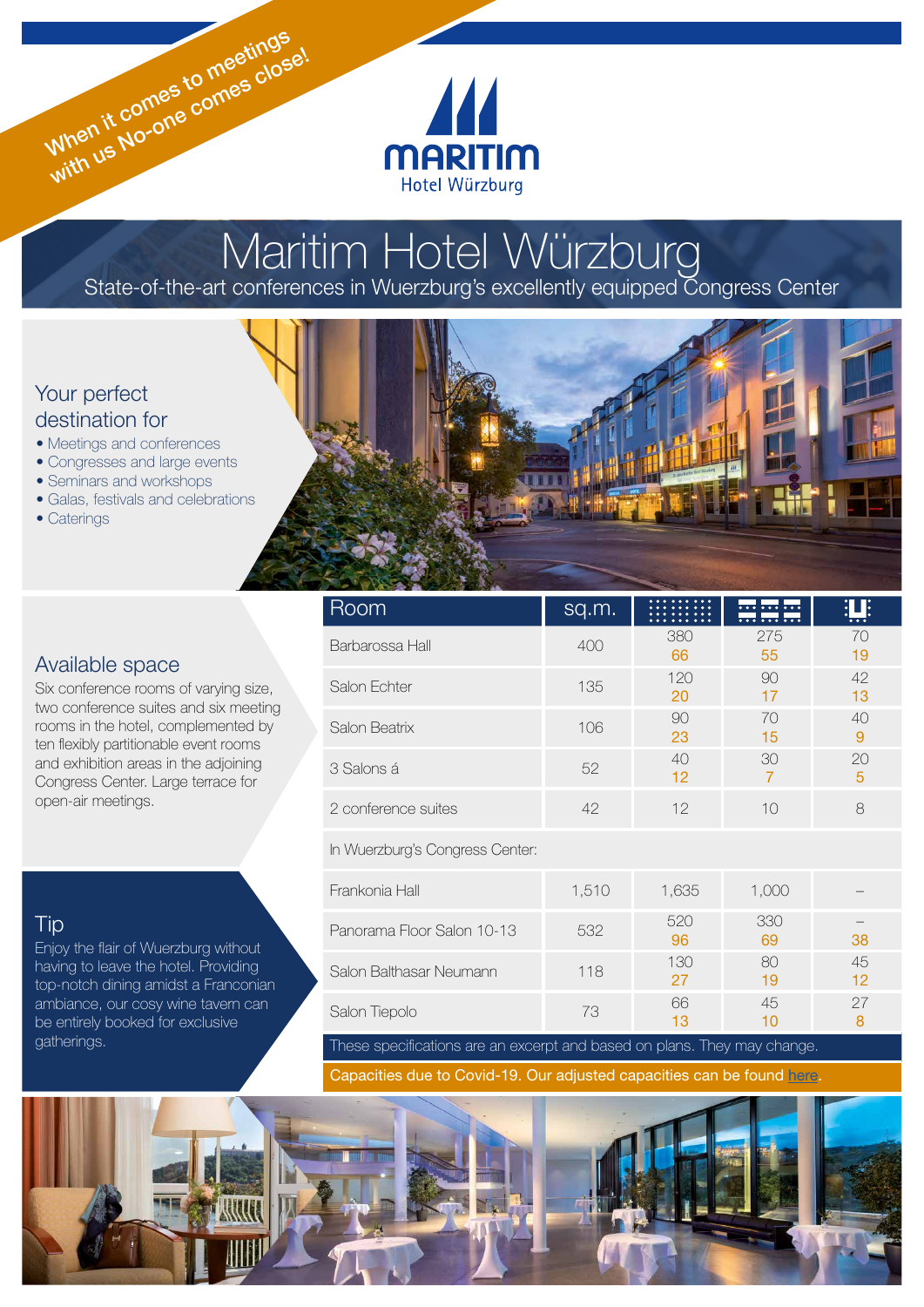When it comes to meetings with us No-one comes close!

MARITIM Hotel Würzburg

# Maritim Hotel Würzburg

State-of-the-art conferences in Wuerzburg's excellently equipped Congress Center

## Your perfect destination for

- Meetings and conferences
- Congresses and large events
- Seminars and workshops
- Galas, festivals and celebrations
- Caterings

## Available space

Six conference rooms of varying size, two conference suites and six meeting rooms in the hotel, complemented by ten flexibly partitionable event rooms and exhibition areas in the adjoining Congress Center. Large terrace for open-air meetings.

| Room | sq.m. | Theatre | Classroom | U-shape |
|---|---|---|---|---|
| Barbarossa Hall | 400 | 380 / 66 | 275 / 55 | 70 / 19 |
| Salon Echter | 135 | 120 / 20 | 90 / 17 | 42 / 13 |
| Salon Beatrix | 106 | 90 / 23 | 70 / 15 | 40 / 9 |
| 3 Salons á | 52 | 40 / 12 | 30 / 7 | 20 / 5 |
| 2 conference suites | 42 | 12 | 10 | 8 |
| In Wuerzburg's Congress Center: | | | | |
| Frankonia Hall | 1,510 | 1,635 | 1,000 | – |
| Panorama Floor Salon 10-13 | 532 | 520 / 96 | 330 / 69 | – / 38 |
| Salon Balthasar Neumann | 118 | 130 / 27 | 80 / 19 | 45 / 12 |
| Salon Tiepolo | 73 | 66 / 13 | 45 / 10 | 27 / 8 |

These specifications are an excerpt and based on plans. They may change.

Capacities due to Covid-19. Our adjusted capacities can be found here.

## Tip

Enjoy the flair of Wuerzburg without having to leave the hotel. Providing top-notch dining amidst a Franconian ambiance, our cosy wine tavern can be entirely booked for exclusive gatherings.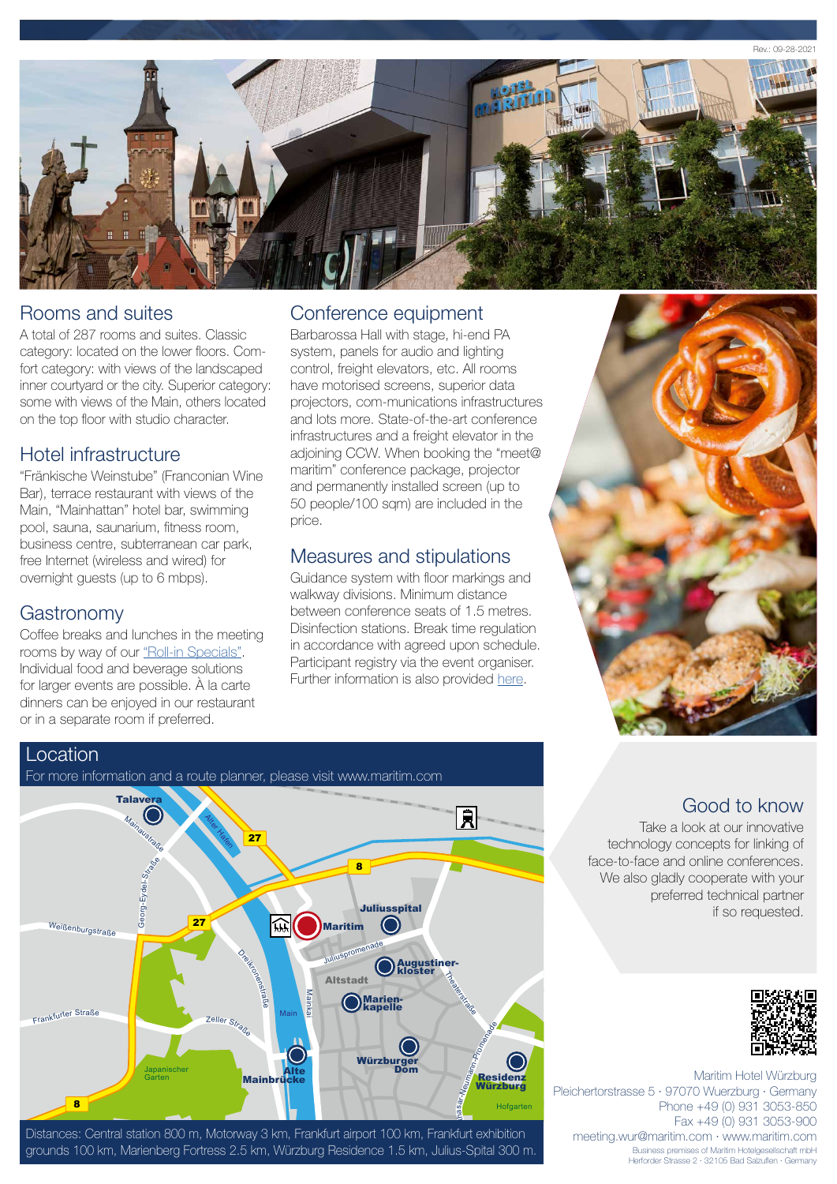Rev.: 09-28-2021

## Rooms and suites

A total of 287 rooms and suites. Classic category: located on the lower floors. Comfort category: with views of the landscaped inner courtyard or the city. Superior category: some with views of the Main, others located on the top floor with studio character.

## Hotel infrastructure

"Fränkische Weinstube" (Franconian Wine Bar), terrace restaurant with views of the Main, "Mainhattan" hotel bar, swimming pool, sauna, saunarium, fitness room, business centre, subterranean car park, free Internet (wireless and wired) for overnight guests (up to 6 mbps).

## Gastronomy

Coffee breaks and lunches in the meeting rooms by way of our "Roll-in Specials". Individual food and beverage solutions for larger events are possible. À la carte dinners can be enjoyed in our restaurant or in a separate room if preferred.

## Conference equipment

Barbarossa Hall with stage, hi-end PA system, panels for audio and lighting control, freight elevators, etc. All rooms have motorised screens, superior data projectors, com-munications infrastructures and lots more. State-of-the-art conference infrastructures and a freight elevator in the adjoining CCW. When booking the "meet@maritim" conference package, projector and permanently installed screen (up to 50 people/100 sqm) are included in the price.

## Measures and stipulations

Guidance system with floor markings and walkway divisions. Minimum distance between conference seats of 1.5 metres. Disinfection stations. Break time regulation in accordance with agreed upon schedule. Participant registry via the event organiser. Further information is also provided here.

## Location

For more information and a route planner, please visit www.maritim.com

Talavera
Mainaustraße
Alter Hafen
27
8
Georg-Eydel-Straße
Weißenburgstraße
27
Maritim
Juliusspital
Juliuspromenade
Dreikronenstraße
Augustiner-kloster
Altstadt
Mainkai
Theaterstraße
Frankfurter Straße
Zeller Straße
Main
Marien-kapelle
Ottmann-Promenade
Japanischer Garten
Alte Mainbrücke
Würzburger Dom
Residenz Würzburg
8
Balthasar-Neumann-Promenade
Hofgarten

Distances: Central station 800 m, Motorway 3 km, Frankfurt airport 100 km, Frankfurt exhibition grounds 100 km, Marienberg Fortress 2.5 km, Würzburg Residence 1.5 km, Julius-Spital 300 m.

## Good to know

Take a look at our innovative technology concepts for linking of face-to-face and online conferences. We also gladly cooperate with your preferred technical partner if so requested.

Maritim Hotel Würzburg
Pleichertorstrasse 5 · 97070 Wuerzburg · Germany
Phone +49 (0) 931 3053-850
Fax +49 (0) 931 3053-900
meeting.wur@maritim.com · www.maritim.com
Business premises of Maritim Hotelgesellschaft mbH
Herforder Strasse 2 · 32105 Bad Salzuflen · Germany